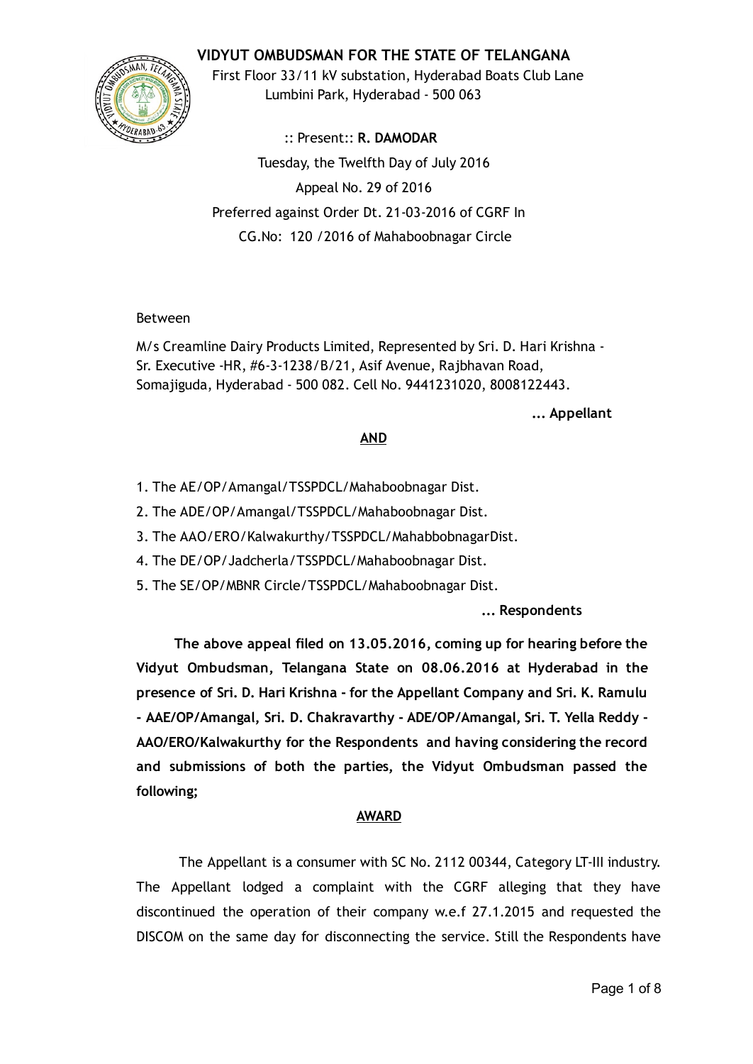# VIDYUT OMBUDSMAN FOR THE STATE OF TELANGANA

First Floor 33/11 kV substation, Hyderabad Boats Club Lane
Lumbini Park, Hyderabad - 500 063

:: Present:: **R. DAMODAR**

Tuesday, the Twelfth Day of July 2016

Appeal No. 29 of 2016

Preferred against Order Dt. 21-03-2016 of CGRF In
CG.No: 120 /2016 of Mahaboobnagar Circle

Between

M/s Creamline Dairy Products Limited, Represented by Sri. D. Hari Krishna - Sr. Executive -HR, #6-3-1238/B/21, Asif Avenue, Rajbhavan Road, Somajiguda, Hyderabad - 500 082. Cell No. 9441231020, 8008122443.

**... Appellant**

**AND**

1. The AE/OP/Amangal/TSSPDCL/Mahaboobnagar Dist.
2. The ADE/OP/Amangal/TSSPDCL/Mahaboobnagar Dist.
3. The AAO/ERO/Kalwakurthy/TSSPDCL/MahabbobnagarDist.
4. The DE/OP/Jadcherla/TSSPDCL/Mahaboobnagar Dist.
5. The SE/OP/MBNR Circle/TSSPDCL/Mahaboobnagar Dist.

**... Respondents**

**The above appeal filed on 13.05.2016, coming up for hearing before the Vidyut Ombudsman, Telangana State on 08.06.2016 at Hyderabad in the presence of Sri. D. Hari Krishna - for the Appellant Company and Sri. K. Ramulu - AAE/OP/Amangal, Sri. D. Chakravarthy - ADE/OP/Amangal, Sri. T. Yella Reddy - AAO/ERO/Kalwakurthy for the Respondents and having considering the record and submissions of both the parties, the Vidyut Ombudsman passed the following;**

**AWARD**

The Appellant is a consumer with SC No. 2112 00344, Category LT-III industry. The Appellant lodged a complaint with the CGRF alleging that they have discontinued the operation of their company w.e.f 27.1.2015 and requested the DISCOM on the same day for disconnecting the service. Still the Respondents have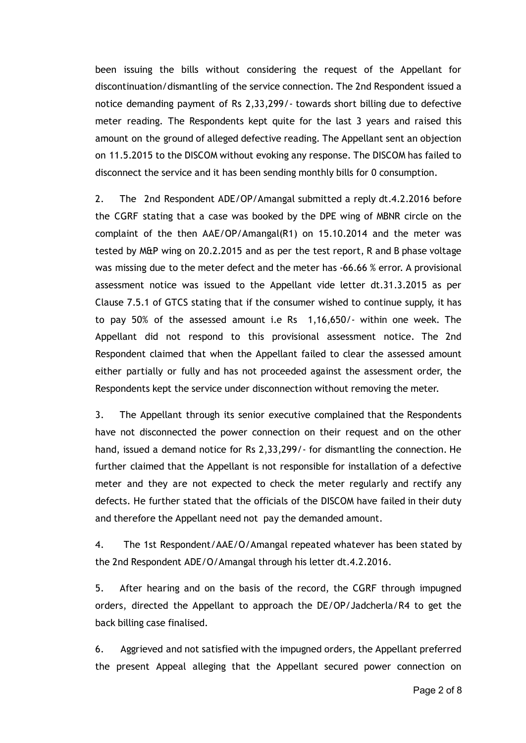been issuing the bills without considering the request of the Appellant for discontinuation/dismantling of the service connection. The 2nd Respondent issued a notice demanding payment of Rs 2,33,299/- towards short billing due to defective meter reading. The Respondents kept quite for the last 3 years and raised this amount on the ground of alleged defective reading. The Appellant sent an objection on 11.5.2015 to the DISCOM without evoking any response. The DISCOM has failed to disconnect the service and it has been sending monthly bills for 0 consumption.

2. The 2nd Respondent ADE/OP/Amangal submitted a reply dt.4.2.2016 before the CGRF stating that a case was booked by the DPE wing of MBNR circle on the complaint of the then AAE/OP/Amangal(R1) on 15.10.2014 and the meter was tested by M&P wing on 20.2.2015 and as per the test report, R and B phase voltage was missing due to the meter defect and the meter has -66.66 % error. A provisional assessment notice was issued to the Appellant vide letter dt.31.3.2015 as per Clause 7.5.1 of GTCS stating that if the consumer wished to continue supply, it has to pay 50% of the assessed amount i.e Rs 1,16,650/- within one week. The Appellant did not respond to this provisional assessment notice. The 2nd Respondent claimed that when the Appellant failed to clear the assessed amount either partially or fully and has not proceeded against the assessment order, the Respondents kept the service under disconnection without removing the meter.

3. The Appellant through its senior executive complained that the Respondents have not disconnected the power connection on their request and on the other hand, issued a demand notice for Rs 2,33,299/- for dismantling the connection. He further claimed that the Appellant is not responsible for installation of a defective meter and they are not expected to check the meter regularly and rectify any defects. He further stated that the officials of the DISCOM have failed in their duty and therefore the Appellant need not pay the demanded amount.

4. The 1st Respondent/AAE/O/Amangal repeated whatever has been stated by the 2nd Respondent ADE/O/Amangal through his letter dt.4.2.2016.

5. After hearing and on the basis of the record, the CGRF through impugned orders, directed the Appellant to approach the DE/OP/Jadcherla/R4 to get the back billing case finalised.

6. Aggrieved and not satisfied with the impugned orders, the Appellant preferred the present Appeal alleging that the Appellant secured power connection on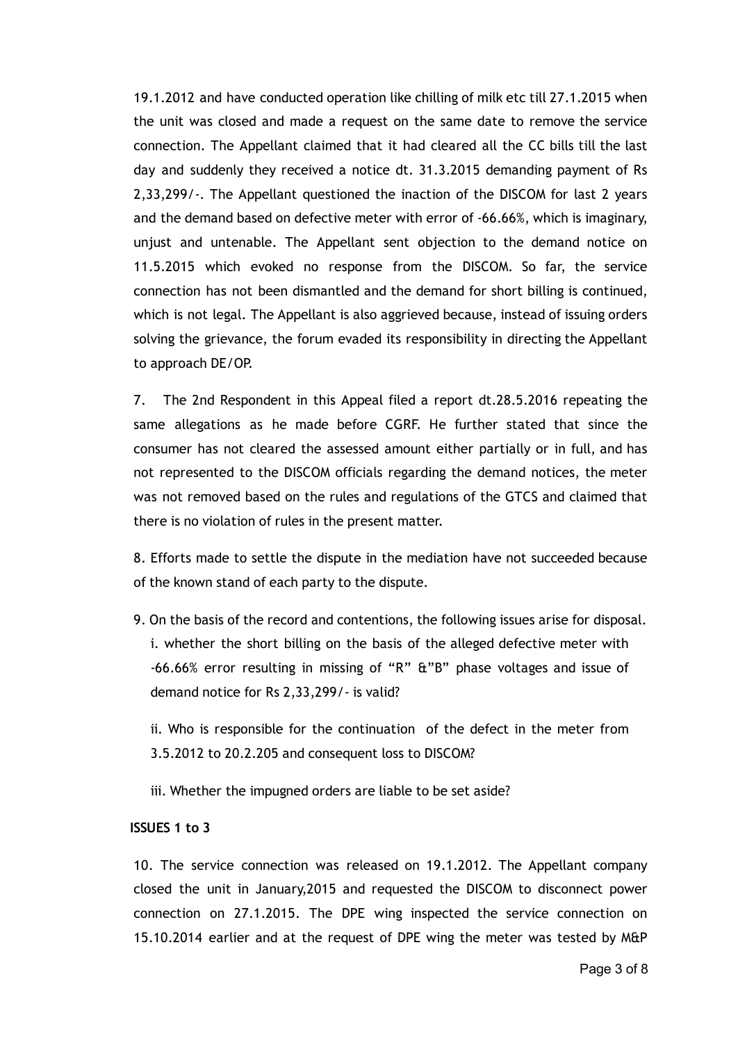19.1.2012 and have conducted operation like chilling of milk etc till 27.1.2015 when the unit was closed and made a request on the same date to remove the service connection. The Appellant claimed that it had cleared all the CC bills till the last day and suddenly they received a notice dt. 31.3.2015 demanding payment of Rs 2,33,299/-. The Appellant questioned the inaction of the DISCOM for last 2 years and the demand based on defective meter with error of -66.66%, which is imaginary, unjust and untenable. The Appellant sent objection to the demand notice on 11.5.2015 which evoked no response from the DISCOM. So far, the service connection has not been dismantled and the demand for short billing is continued, which is not legal. The Appellant is also aggrieved because, instead of issuing orders solving the grievance, the forum evaded its responsibility in directing the Appellant to approach DE/OP.

7. The 2nd Respondent in this Appeal filed a report dt.28.5.2016 repeating the same allegations as he made before CGRF. He further stated that since the consumer has not cleared the assessed amount either partially or in full, and has not represented to the DISCOM officials regarding the demand notices, the meter was not removed based on the rules and regulations of the GTCS and claimed that there is no violation of rules in the present matter.

8. Efforts made to settle the dispute in the mediation have not succeeded because of the known stand of each party to the dispute.

9. On the basis of the record and contentions, the following issues arise for disposal.

i. whether the short billing on the basis of the alleged defective meter with -66.66% error resulting in missing of "R" &"B" phase voltages and issue of demand notice for Rs 2,33,299/- is valid?

ii. Who is responsible for the continuation of the defect in the meter from 3.5.2012 to 20.2.205 and consequent loss to DISCOM?

iii. Whether the impugned orders are liable to be set aside?

**ISSUES 1 to 3**

10. The service connection was released on 19.1.2012. The Appellant company closed the unit in January,2015 and requested the DISCOM to disconnect power connection on 27.1.2015. The DPE wing inspected the service connection on 15.10.2014 earlier and at the request of DPE wing the meter was tested by M&P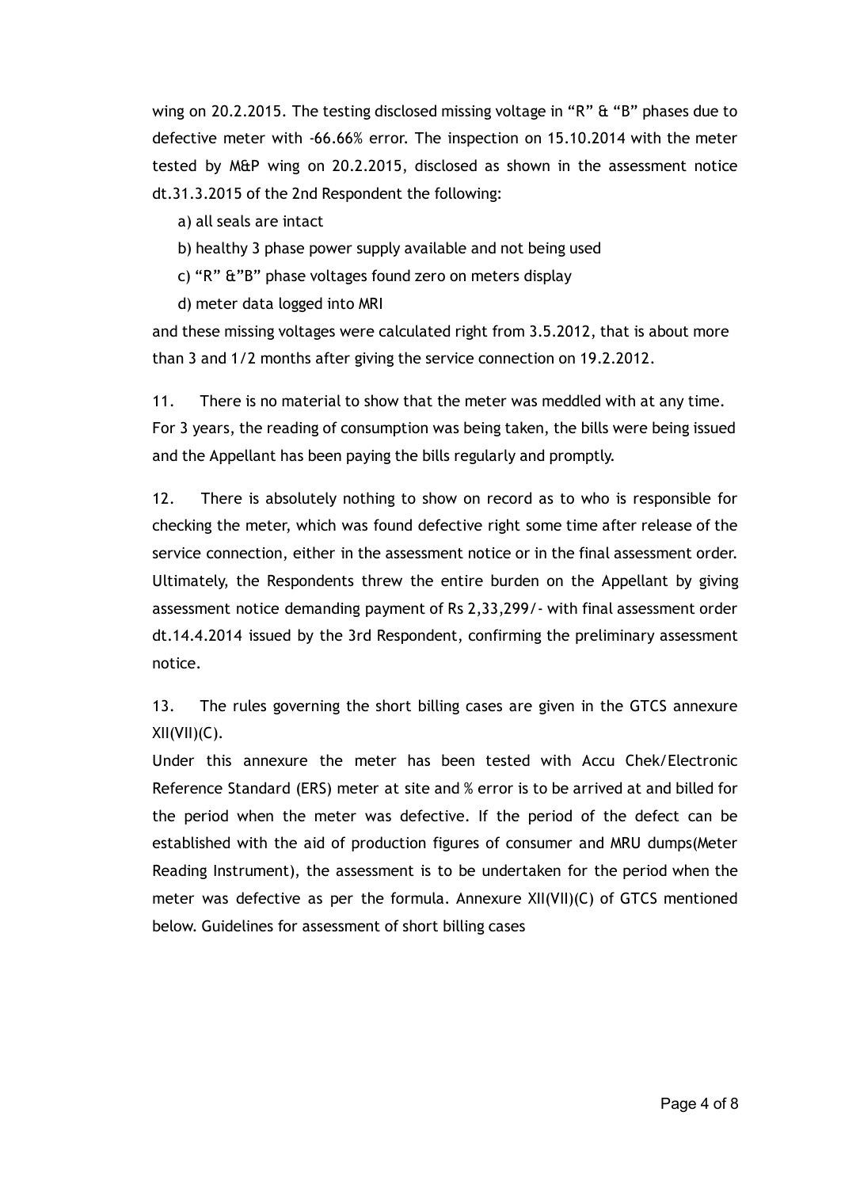wing on 20.2.2015. The testing disclosed missing voltage in "R" & "B" phases due to defective meter with -66.66% error. The inspection on 15.10.2014 with the meter tested by M&P wing on 20.2.2015, disclosed as shown in the assessment notice dt.31.3.2015 of the 2nd Respondent the following:

a) all seals are intact

b) healthy 3 phase power supply available and not being used

c) "R" &"B" phase voltages found zero on meters display

d) meter data logged into MRI

and these missing voltages were calculated right from 3.5.2012, that is about more than 3 and 1/2 months after giving the service connection on 19.2.2012.

11. There is no material to show that the meter was meddled with at any time. For 3 years, the reading of consumption was being taken, the bills were being issued and the Appellant has been paying the bills regularly and promptly.

12. There is absolutely nothing to show on record as to who is responsible for checking the meter, which was found defective right some time after release of the service connection, either in the assessment notice or in the final assessment order. Ultimately, the Respondents threw the entire burden on the Appellant by giving assessment notice demanding payment of Rs 2,33,299/- with final assessment order dt.14.4.2014 issued by the 3rd Respondent, confirming the preliminary assessment notice.

13. The rules governing the short billing cases are given in the GTCS annexure XII(VII)(C).

Under this annexure the meter has been tested with Accu Chek/Electronic Reference Standard (ERS) meter at site and % error is to be arrived at and billed for the period when the meter was defective. If the period of the defect can be established with the aid of production figures of consumer and MRU dumps(Meter Reading Instrument), the assessment is to be undertaken for the period when the meter was defective as per the formula. Annexure XII(VII)(C) of GTCS mentioned below. Guidelines for assessment of short billing cases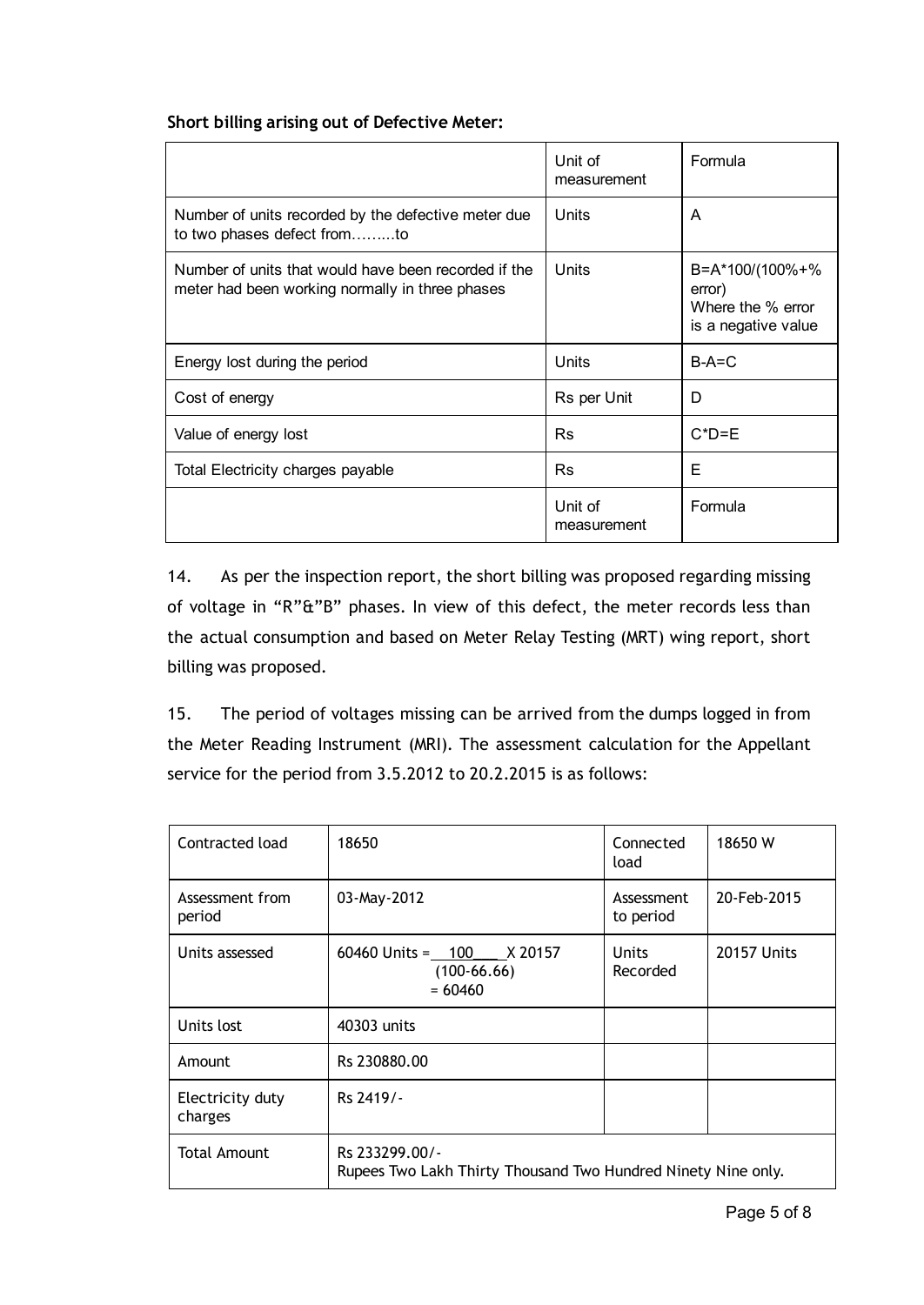**Short billing arising out of Defective Meter:**

| | Unit of measurement | Formula |
|---|---|---|
| Number of units recorded by the defective meter due to two phases defect from………to | Units | A |
| Number of units that would have been recorded if the meter had been working normally in three phases | Units | B=A*100/(100%+% error) Where the % error is a negative value |
| Energy lost during the period | Units | B-A=C |
| Cost of energy | Rs per Unit | D |
| Value of energy lost | Rs | C*D=E |
| Total Electricity charges payable | Rs | E |
| | Unit of measurement | Formula |

14. As per the inspection report, the short billing was proposed regarding missing of voltage in "R"&"B" phases. In view of this defect, the meter records less than the actual consumption and based on Meter Relay Testing (MRT) wing report, short billing was proposed.

15. The period of voltages missing can be arrived from the dumps logged in from the Meter Reading Instrument (MRI). The assessment calculation for the Appellant service for the period from 3.5.2012 to 20.2.2015 is as follows:

| Contracted load | 18650 | Connected load | 18650 W |
|---|---|---|---|
| Assessment from period | 03-May-2012 | Assessment to period | 20-Feb-2015 |
| Units assessed | 60460 Units = $\frac{100}{(100-66.66)}$ X 20157 = 60460 | Units Recorded | 20157 Units |
| Units lost | 40303 units | | |
| Amount | Rs 230880.00 | | |
| Electricity duty charges | Rs 2419/- | | |
| Total Amount | Rs 233299.00/- Rupees Two Lakh Thirty Thousand Two Hundred Ninety Nine only. | | |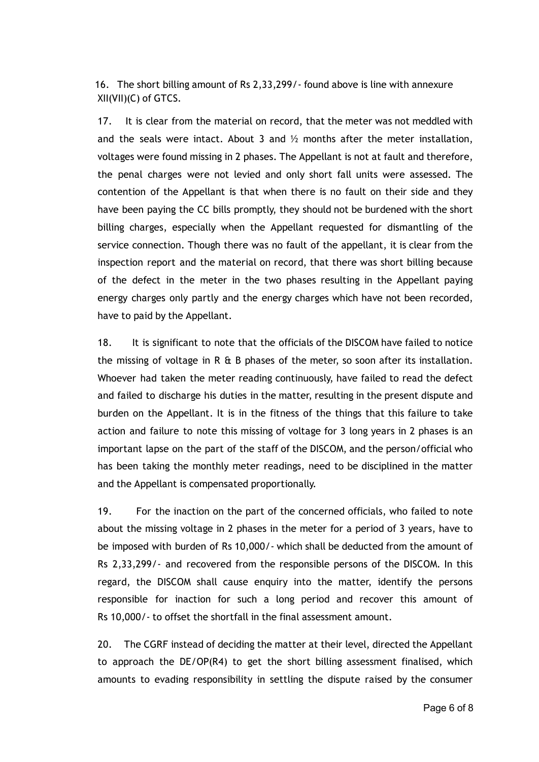16. The short billing amount of Rs 2,33,299/- found above is line with annexure XII(VII)(C) of GTCS.

17. It is clear from the material on record, that the meter was not meddled with and the seals were intact. About 3 and ½ months after the meter installation, voltages were found missing in 2 phases. The Appellant is not at fault and therefore, the penal charges were not levied and only short fall units were assessed. The contention of the Appellant is that when there is no fault on their side and they have been paying the CC bills promptly, they should not be burdened with the short billing charges, especially when the Appellant requested for dismantling of the service connection. Though there was no fault of the appellant, it is clear from the inspection report and the material on record, that there was short billing because of the defect in the meter in the two phases resulting in the Appellant paying energy charges only partly and the energy charges which have not been recorded, have to paid by the Appellant.

18. It is significant to note that the officials of the DISCOM have failed to notice the missing of voltage in R & B phases of the meter, so soon after its installation. Whoever had taken the meter reading continuously, have failed to read the defect and failed to discharge his duties in the matter, resulting in the present dispute and burden on the Appellant. It is in the fitness of the things that this failure to take action and failure to note this missing of voltage for 3 long years in 2 phases is an important lapse on the part of the staff of the DISCOM, and the person/official who has been taking the monthly meter readings, need to be disciplined in the matter and the Appellant is compensated proportionally.

19. For the inaction on the part of the concerned officials, who failed to note about the missing voltage in 2 phases in the meter for a period of 3 years, have to be imposed with burden of Rs 10,000/- which shall be deducted from the amount of Rs 2,33,299/- and recovered from the responsible persons of the DISCOM. In this regard, the DISCOM shall cause enquiry into the matter, identify the persons responsible for inaction for such a long period and recover this amount of Rs 10,000/- to offset the shortfall in the final assessment amount.

20. The CGRF instead of deciding the matter at their level, directed the Appellant to approach the DE/OP(R4) to get the short billing assessment finalised, which amounts to evading responsibility in settling the dispute raised by the consumer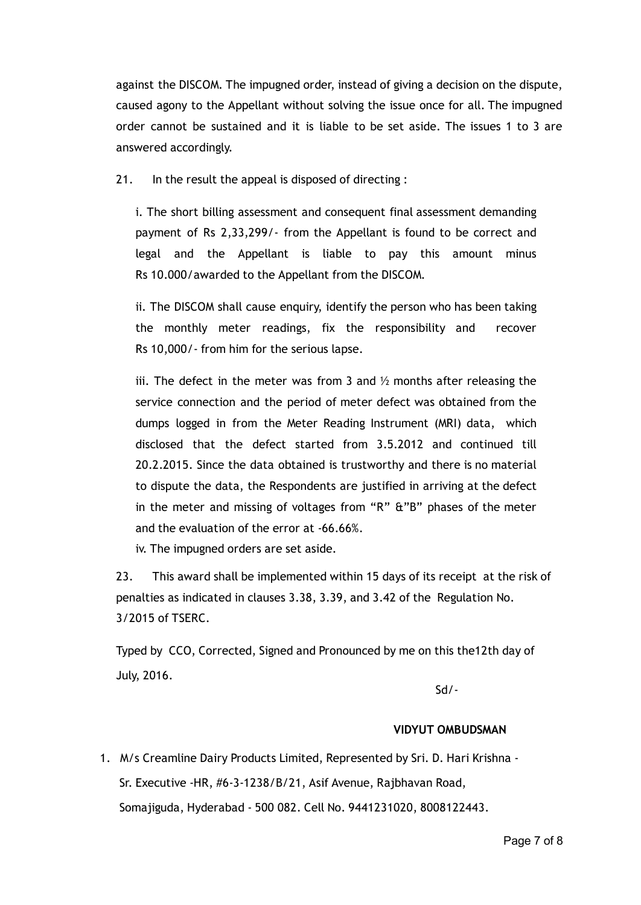against the DISCOM. The impugned order, instead of giving a decision on the dispute, caused agony to the Appellant without solving the issue once for all. The impugned order cannot be sustained and it is liable to be set aside. The issues 1 to 3 are answered accordingly.

21. In the result the appeal is disposed of directing :

i. The short billing assessment and consequent final assessment demanding payment of Rs 2,33,299/- from the Appellant is found to be correct and legal and the Appellant is liable to pay this amount minus Rs 10.000/awarded to the Appellant from the DISCOM.

ii. The DISCOM shall cause enquiry, identify the person who has been taking the monthly meter readings, fix the responsibility and recover Rs 10,000/- from him for the serious lapse.

iii. The defect in the meter was from 3 and ½ months after releasing the service connection and the period of meter defect was obtained from the dumps logged in from the Meter Reading Instrument (MRI) data, which disclosed that the defect started from 3.5.2012 and continued till 20.2.2015. Since the data obtained is trustworthy and there is no material to dispute the data, the Respondents are justified in arriving at the defect in the meter and missing of voltages from "R" &"B" phases of the meter and the evaluation of the error at -66.66%.

iv. The impugned orders are set aside.

23. This award shall be implemented within 15 days of its receipt at the risk of penalties as indicated in clauses 3.38, 3.39, and 3.42 of the Regulation No. 3/2015 of TSERC.

Typed by CCO, Corrected, Signed and Pronounced by me on this the12th day of July, 2016.

Sd/-

**VIDYUT OMBUDSMAN**

1. M/s Creamline Dairy Products Limited, Represented by Sri. D. Hari Krishna - Sr. Executive -HR, #6-3-1238/B/21, Asif Avenue, Rajbhavan Road, Somajiguda, Hyderabad - 500 082. Cell No. 9441231020, 8008122443.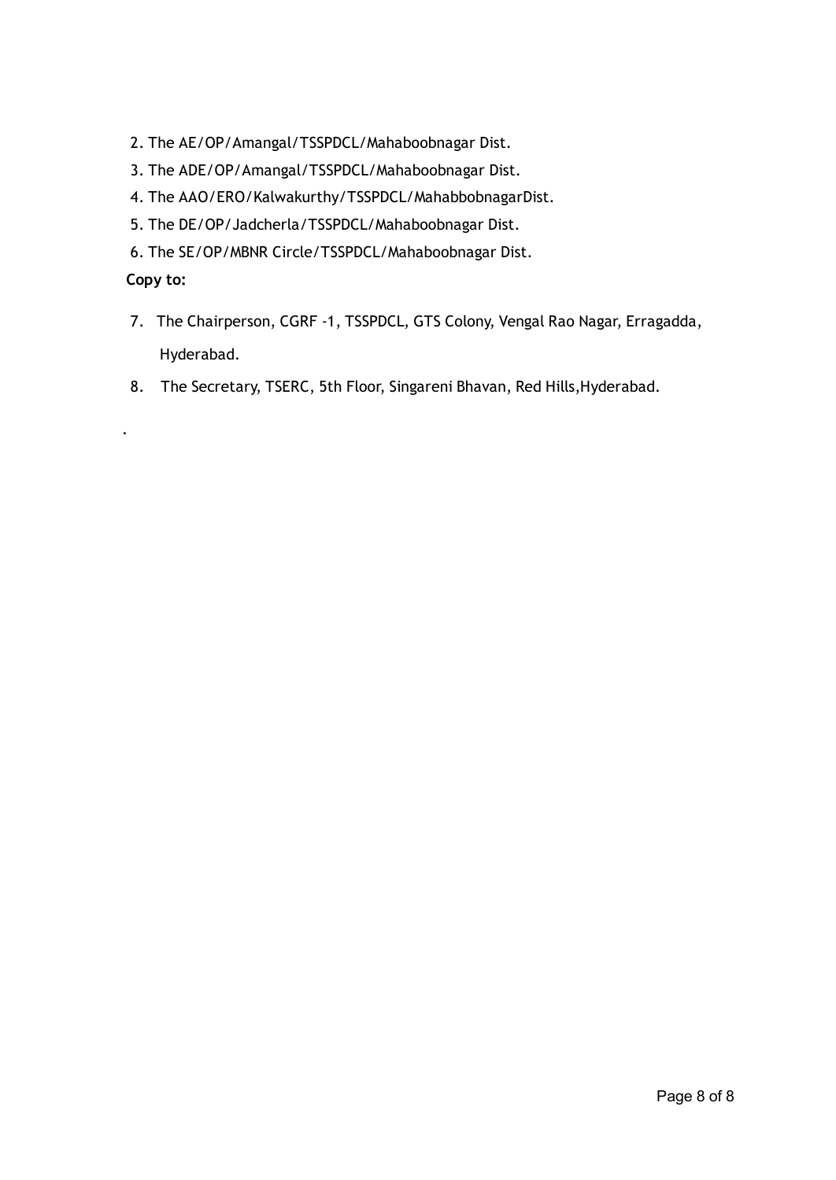2. The AE/OP/Amangal/TSSPDCL/Mahaboobnagar Dist.
3. The ADE/OP/Amangal/TSSPDCL/Mahaboobnagar Dist.
4. The AAO/ERO/Kalwakurthy/TSSPDCL/MahabbobnagarDist.
5. The DE/OP/Jadcherla/TSSPDCL/Mahaboobnagar Dist.
6. The SE/OP/MBNR Circle/TSSPDCL/Mahaboobnagar Dist.

**Copy to:**

7. The Chairperson, CGRF -1, TSSPDCL, GTS Colony, Vengal Rao Nagar, Erragadda, Hyderabad.
8. The Secretary, TSERC, 5th Floor, Singareni Bhavan, Red Hills,Hyderabad.

.